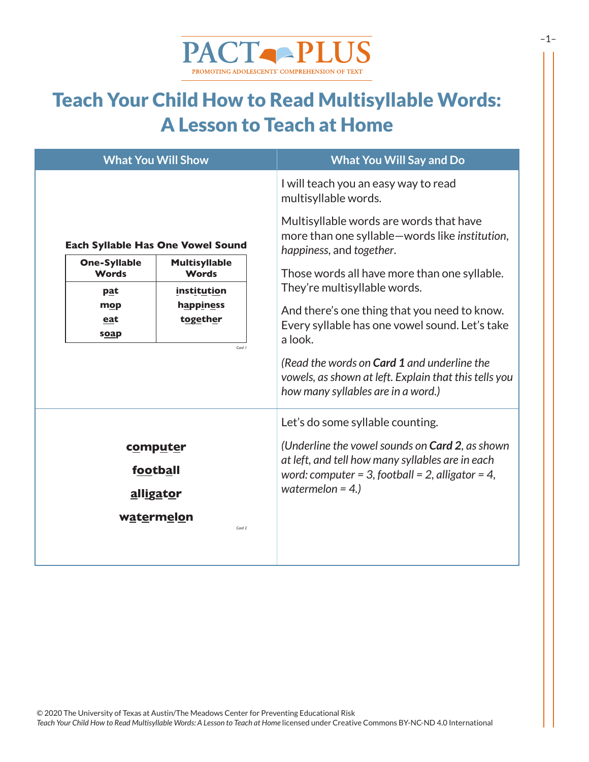PACT PLUS

PROMOTING ADOLESCENTS' COMPREHENSION OF TEXT

# Teach Your Child How to Read Multisyllable Words: A Lesson to Teach at Home

| What You Will Show | What You Will Say and Do |
|---|---|
| **Each Syllable Has One Vowel Sound**<br><br>One-Syllable Words: pat, mop, eat, soap<br><br>Multisyllable Words: institution, happiness, together<br><br>*Card 1* | I will teach you an easy way to read multisyllable words.<br><br>Multisyllable words are words that have more than one syllable—words like *institution*, *happiness*, and *together*.<br><br>Those words all have more than one syllable. They're multisyllable words.<br><br>And there's one thing that you need to know. Every syllable has one vowel sound. Let's take a look.<br><br>*(Read the words on **Card 1** and underline the vowels, as shown at left. Explain that this tells you how many syllables are in a word.)* |
| **computer**<br><br>**football**<br><br>**alligator**<br><br>**watermelon**<br><br>*Card 2* | Let's do some syllable counting.<br><br>*(Underline the vowel sounds on **Card 2**, as shown at left, and tell how many syllables are in each word: computer = 3, football = 2, alligator = 4, watermelon = 4.)* |

© 2020 The University of Texas at Austin/The Meadows Center for Preventing Educational Risk
*Teach Your Child How to Read Multisyllable Words: A Lesson to Teach at Home* licensed under Creative Commons BY-NC-ND 4.0 International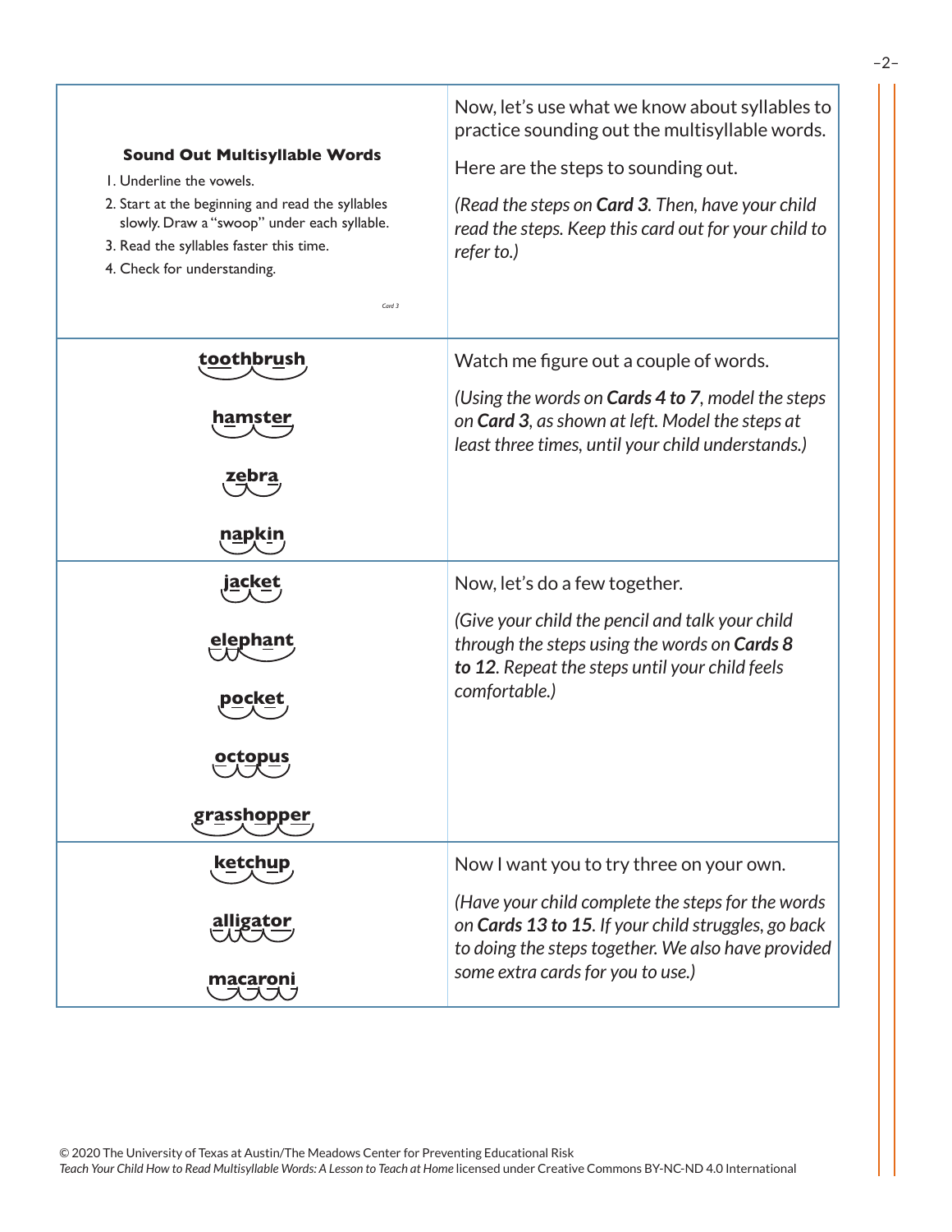| | |
|---|---|
| **Sound Out Multisyllable Words**<br>1. Underline the vowels.<br>2. Start at the beginning and read the syllables slowly. Draw a "swoop" under each syllable.<br>3. Read the syllables faster this time.<br>4. Check for understanding.<br>*Card 3* | Now, let's use what we know about syllables to practice sounding out the multisyllable words.<br><br>Here are the steps to sounding out.<br><br>*(Read the steps on **Card 3**. Then, have your child read the steps. Keep this card out for your child to refer to.)* |
| **toothbrush**<br><br>**hamster**<br><br>**zebra**<br><br>**napkin** | Watch me figure out a couple of words.<br><br>*(Using the words on **Cards 4 to 7**, model the steps on **Card 3**, as shown at left. Model the steps at least three times, until your child understands.)* |
| **jacket**<br><br>**elephant**<br><br>**pocket**<br><br>**octopus**<br><br>**grasshopper** | Now, let's do a few together.<br><br>*(Give your child the pencil and talk your child through the steps using the words on **Cards 8 to 12**. Repeat the steps until your child feels comfortable.)* |
| **ketchup**<br><br>**alligator**<br><br>**macaroni** | Now I want you to try three on your own.<br><br>*(Have your child complete the steps for the words on **Cards 13 to 15**. If your child struggles, go back to doing the steps together. We also have provided some extra cards for you to use.)* |

© 2020 The University of Texas at Austin/The Meadows Center for Preventing Educational Risk
*Teach Your Child How to Read Multisyllable Words: A Lesson to Teach at Home* licensed under Creative Commons BY-NC-ND 4.0 International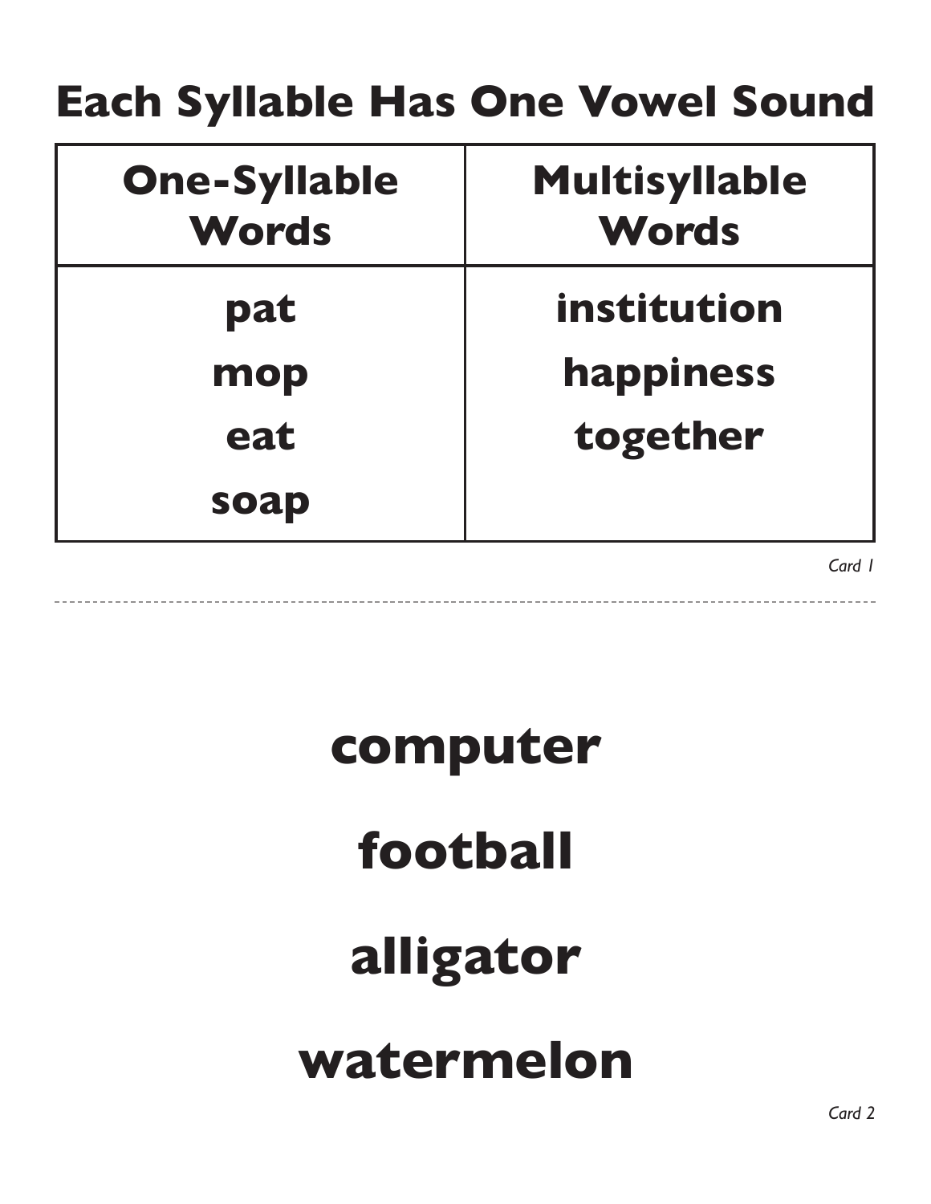# Each Syllable Has One Vowel Sound

| One-Syllable Words | Multisyllable Words |
| --- | --- |
| pat | institution |
| mop | happiness |
| eat | together |
| soap | |

*Card 1*

---

**computer**

**football**

**alligator**

**watermelon**

*Card 2*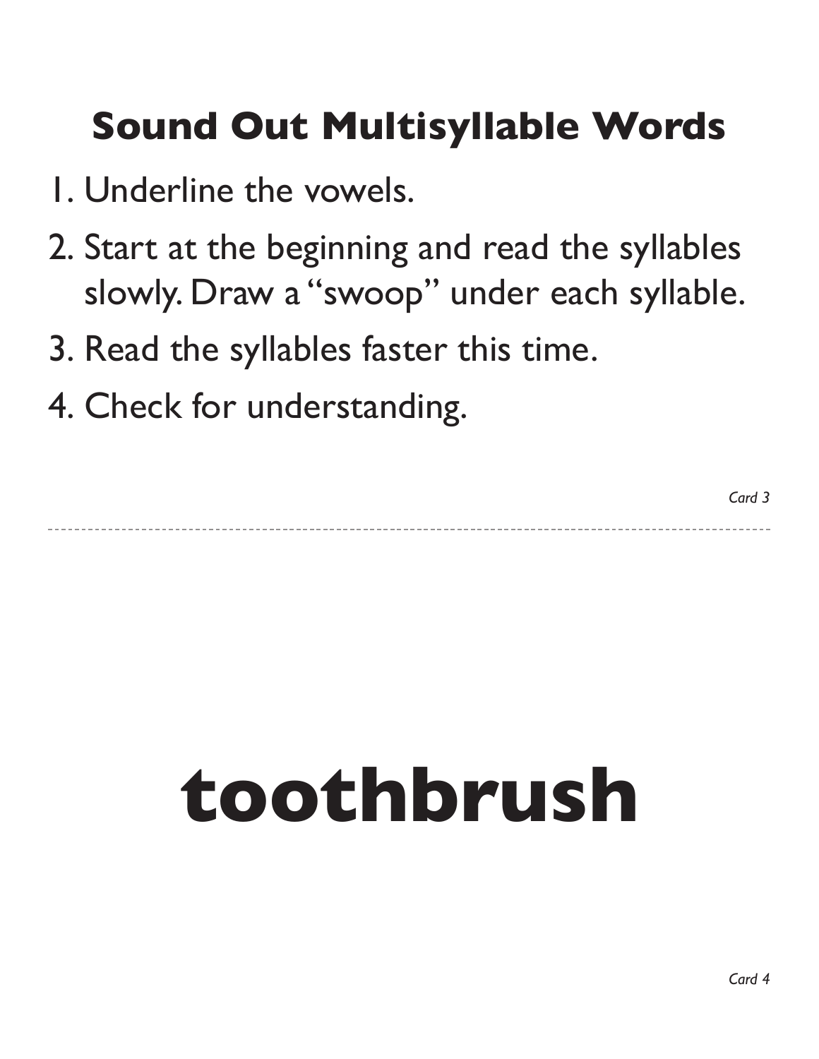# Sound Out Multisyllable Words

1. Underline the vowels.
2. Start at the beginning and read the syllables slowly. Draw a "swoop" under each syllable.
3. Read the syllables faster this time.
4. Check for understanding.

*Card 3*

---

# toothbrush

*Card 4*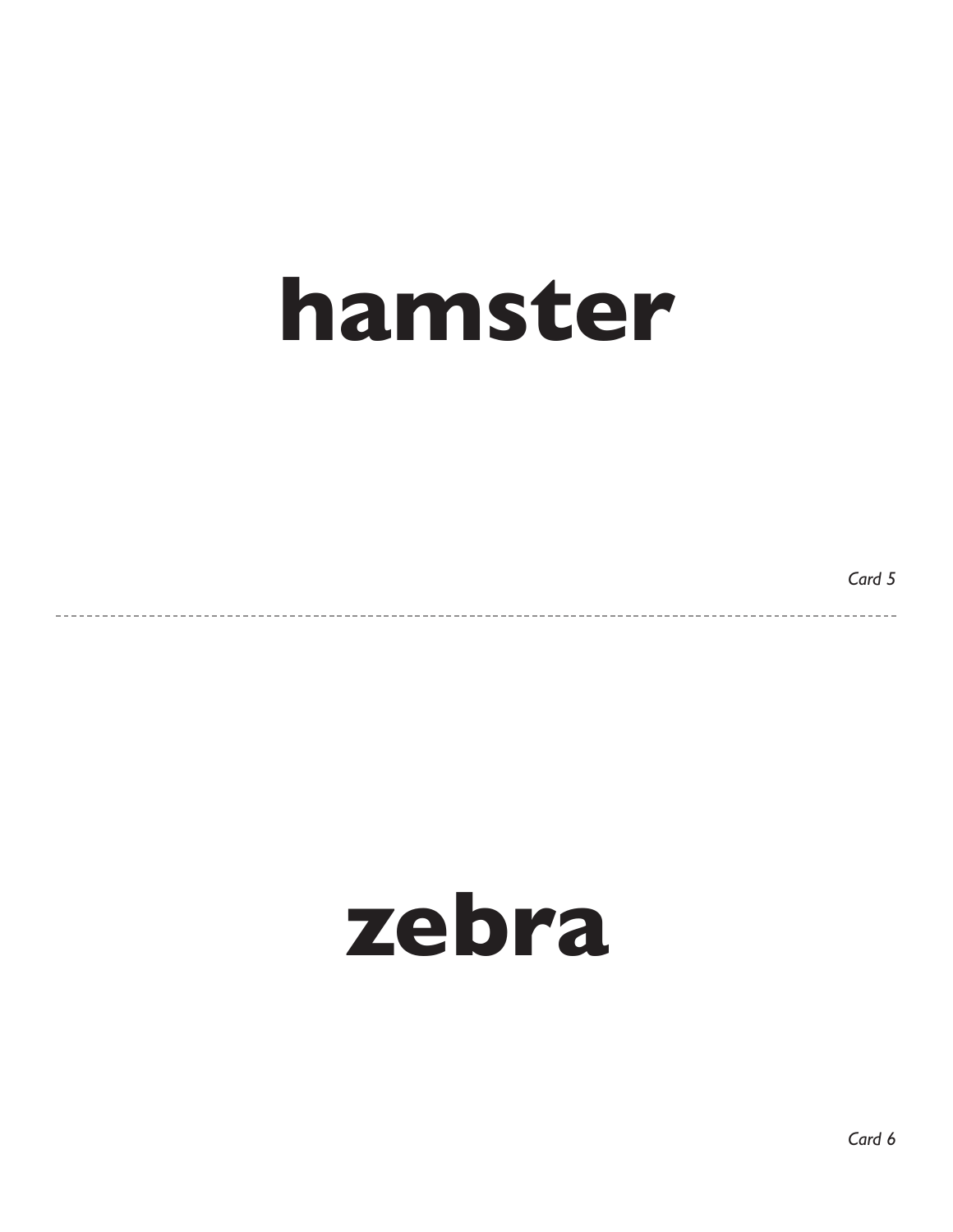# hamster

*Card 5*

---

# zebra

*Card 6*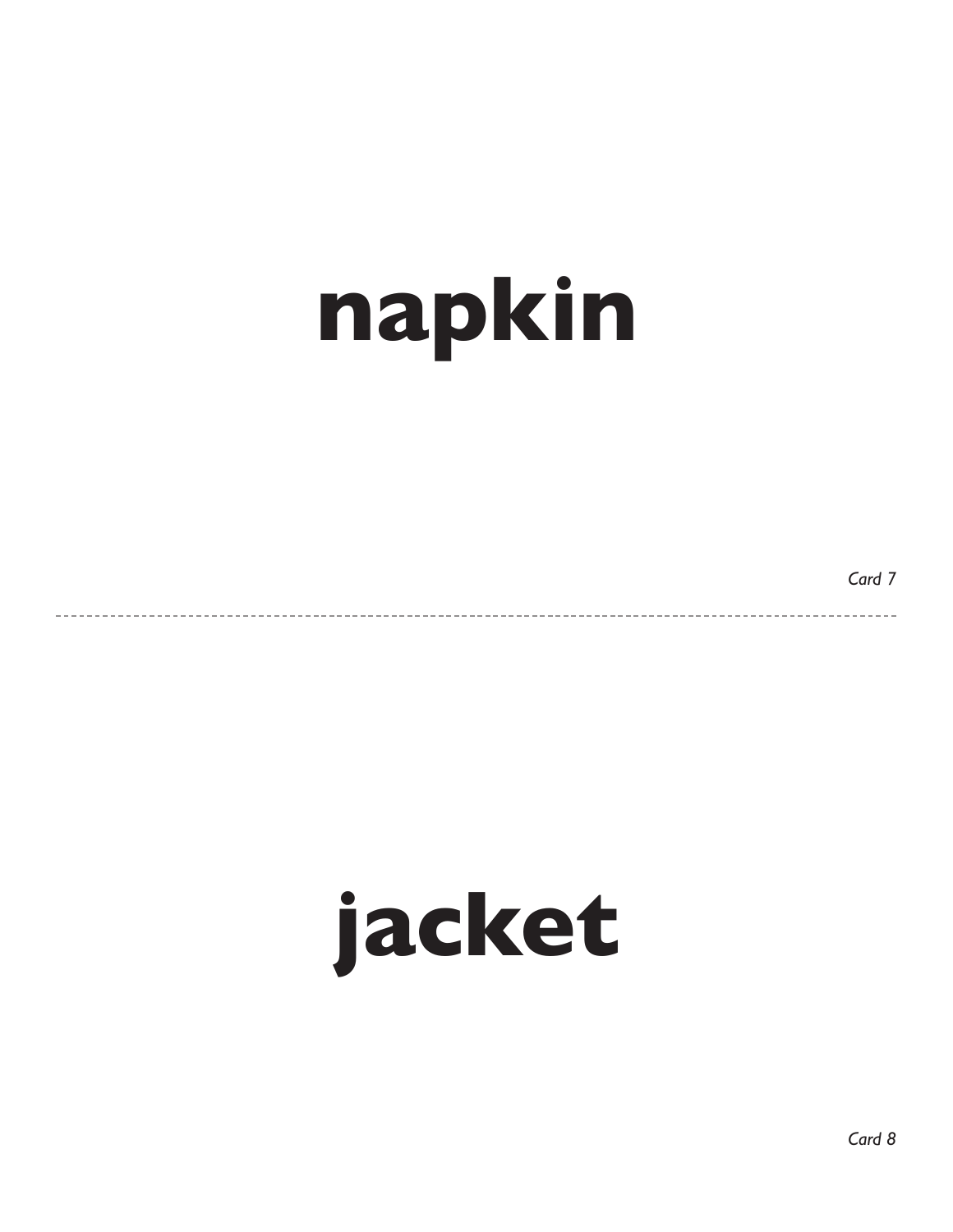**napkin**

*Card 7*

---

**jacket**

*Card 8*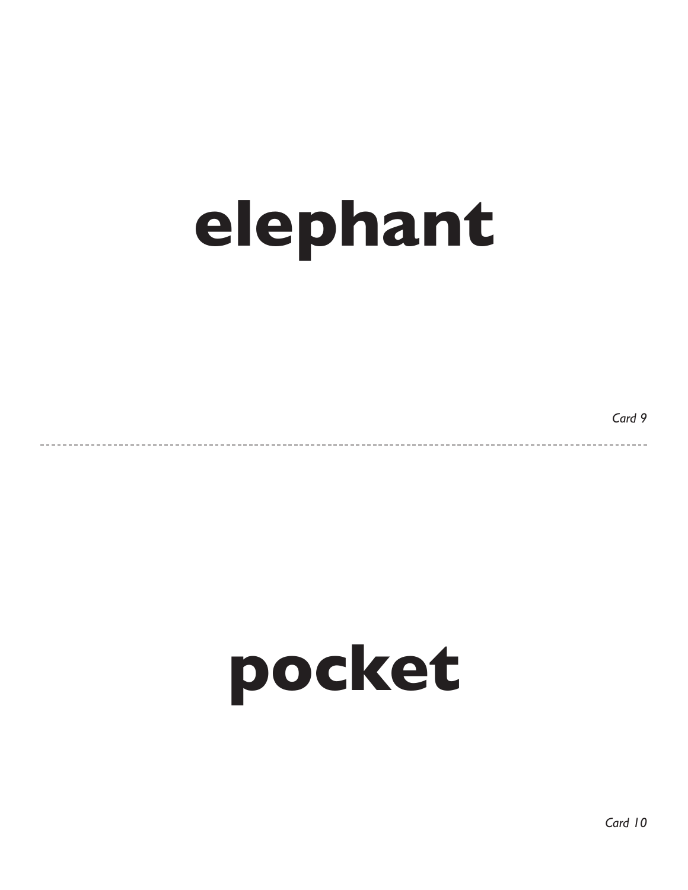# elephant

*Card 9*

---

# pocket

*Card 10*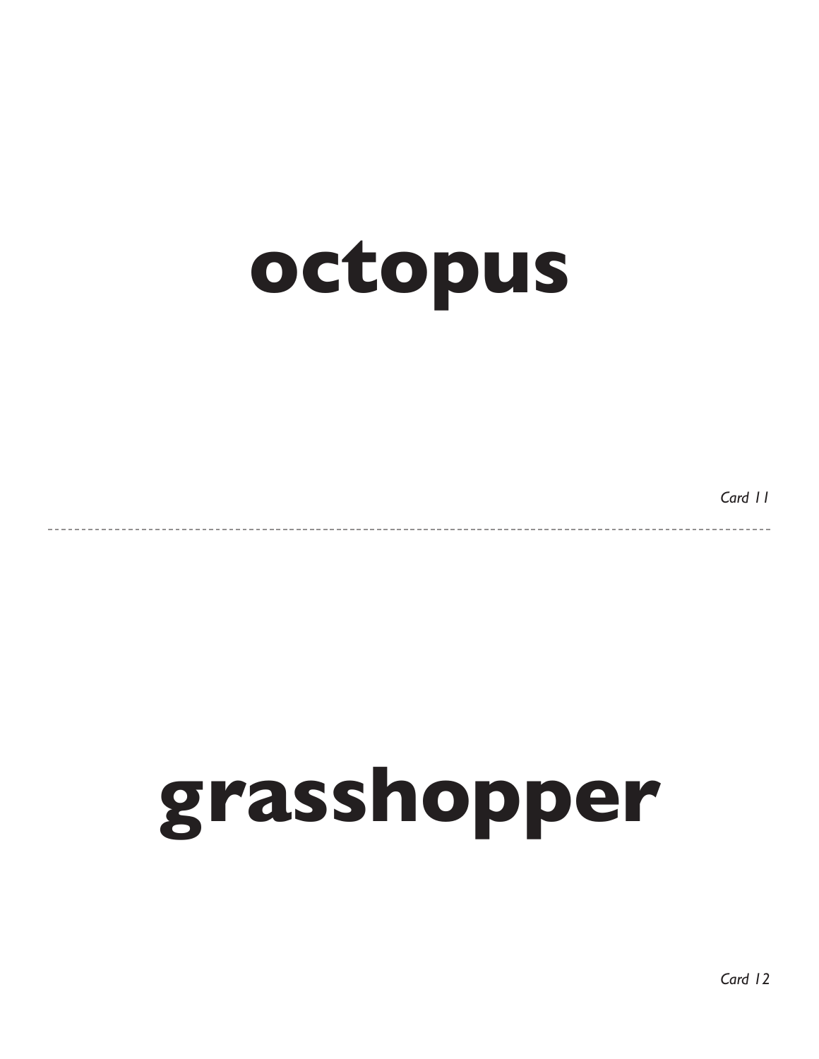# octopus

*Card 11*

---

# grasshopper

*Card 12*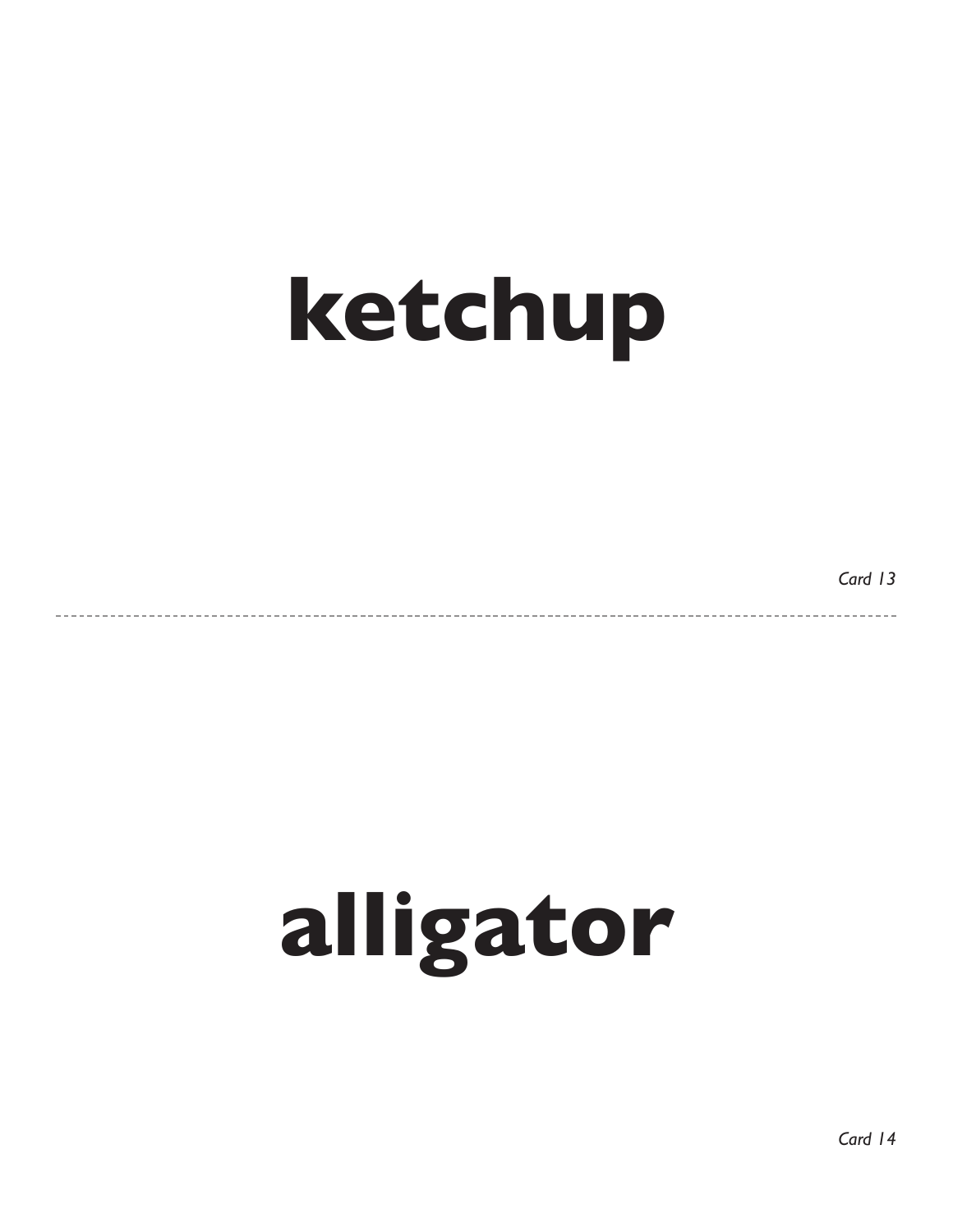# ketchup

*Card 13*

---

# alligator

*Card 14*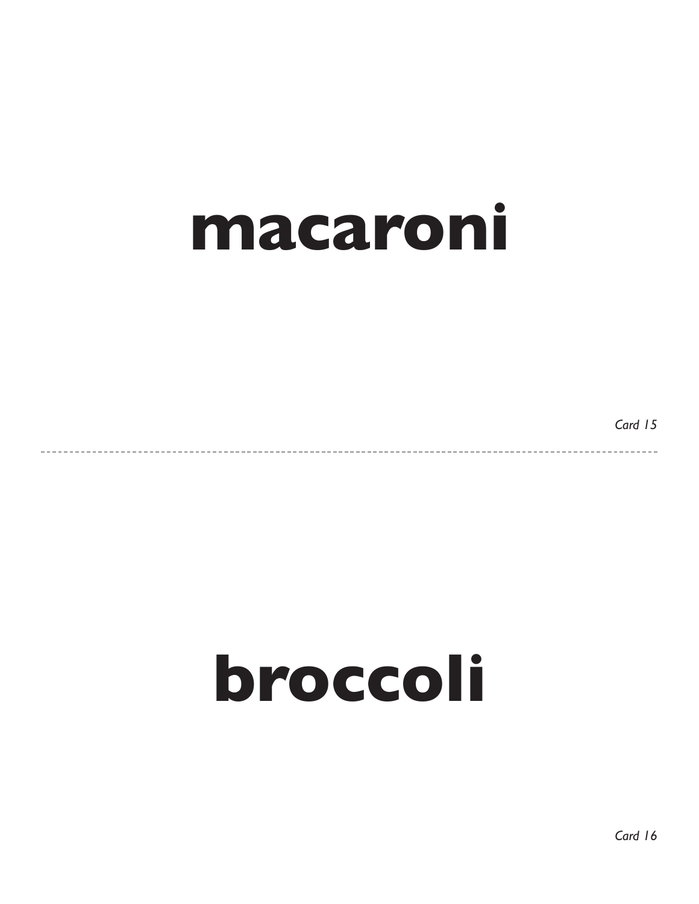# macaroni

*Card 15*

---

# broccoli

*Card 16*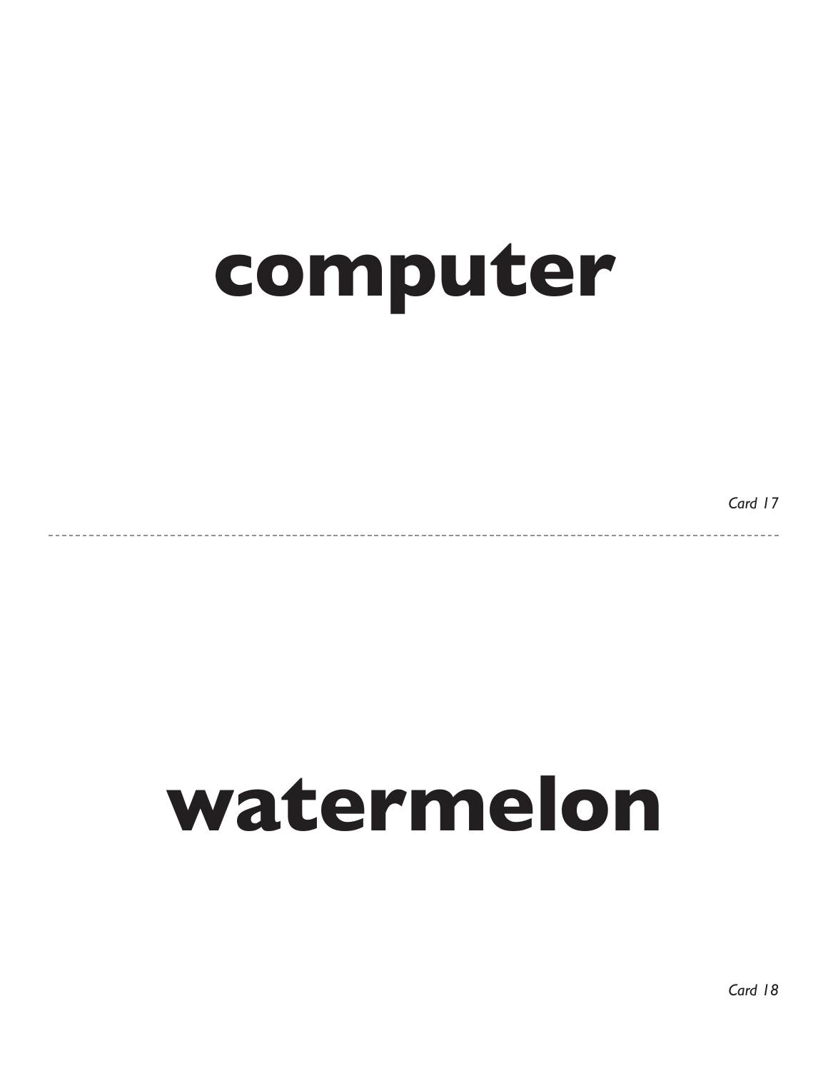# computer

*Card 17*

---

# watermelon

*Card 18*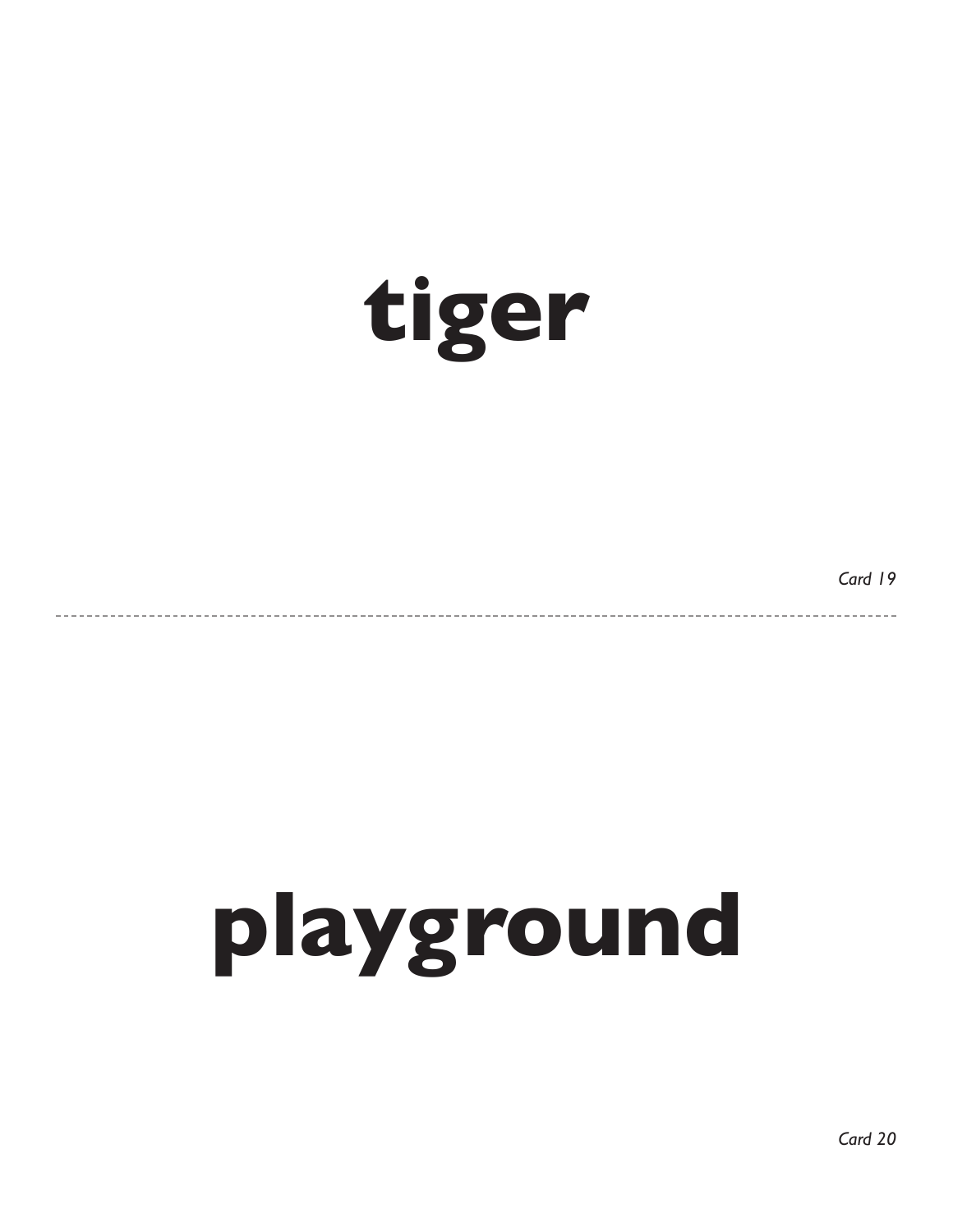# tiger

*Card 19*

---

# playground

*Card 20*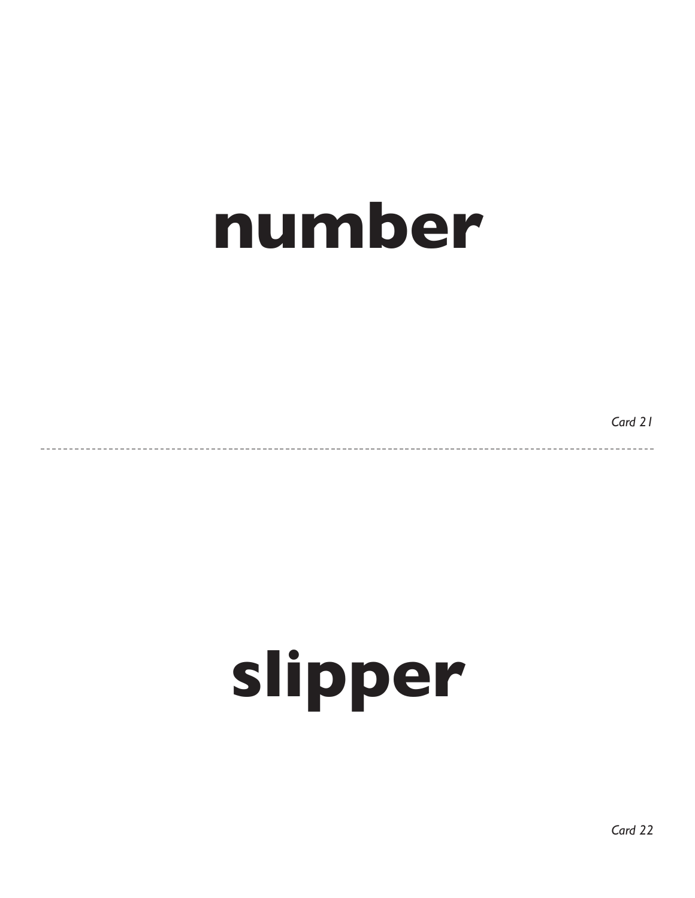# number

*Card 21*

# slipper

*Card 22*